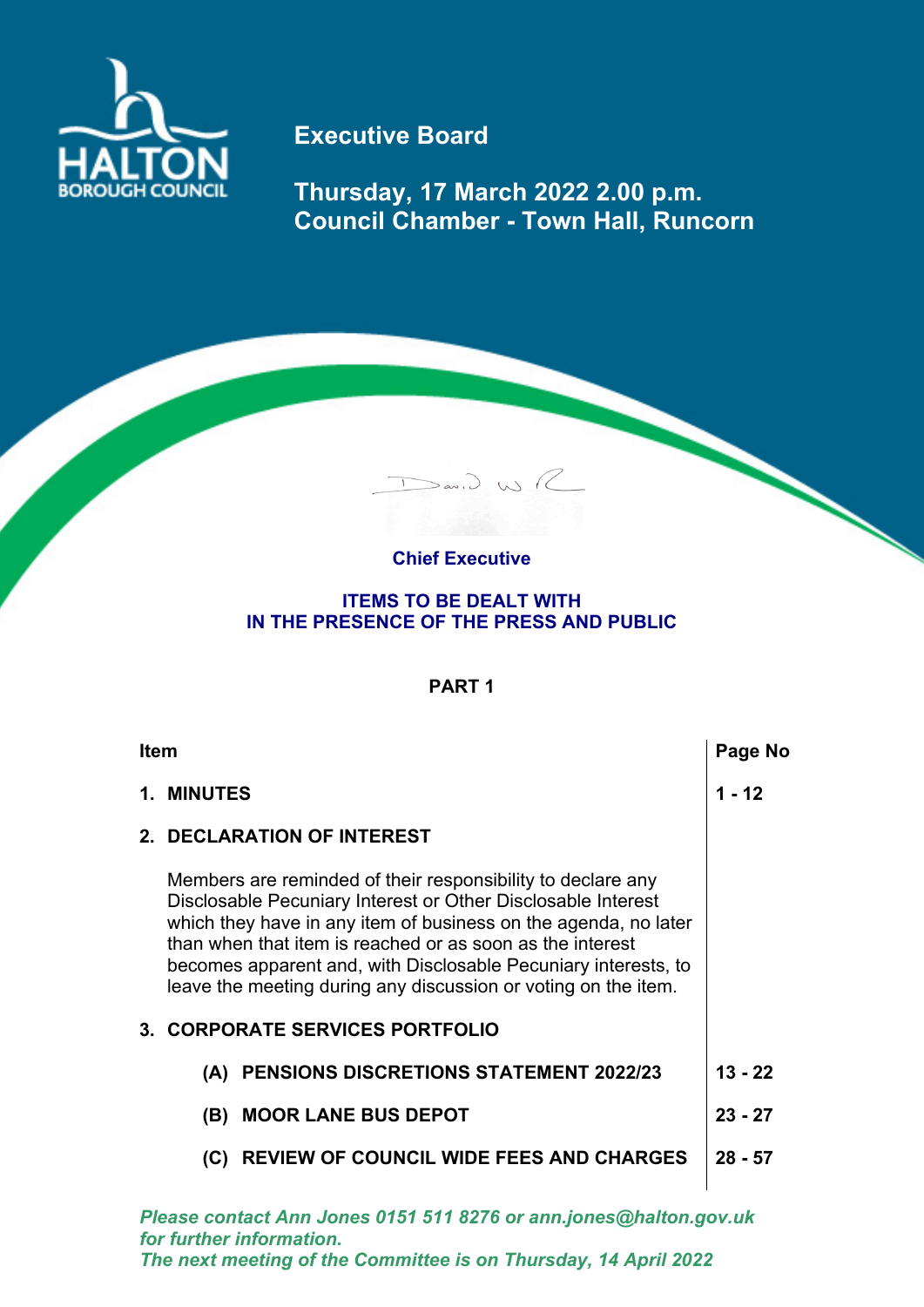HALTON BOROUGH COUNCIL

# Executive Board

**Thursday, 17 March 2022 2.00 p.m.**
**Council Chamber - Town Hall, Runcorn**

**Chief Executive**

## ITEMS TO BE DEALT WITH IN THE PRESENCE OF THE PRESS AND PUBLIC

## PART 1

| Item | Page No |
|---|---|
| **1. MINUTES** | **1 - 12** |
| **2. DECLARATION OF INTEREST** | |
| Members are reminded of their responsibility to declare any Disclosable Pecuniary Interest or Other Disclosable Interest which they have in any item of business on the agenda, no later than when that item is reached or as soon as the interest becomes apparent and, with Disclosable Pecuniary interests, to leave the meeting during any discussion or voting on the item. | |
| **3. CORPORATE SERVICES PORTFOLIO** | |
| **(A) PENSIONS DISCRETIONS STATEMENT 2022/23** | **13 - 22** |
| **(B) MOOR LANE BUS DEPOT** | **23 - 27** |
| **(C) REVIEW OF COUNCIL WIDE FEES AND CHARGES** | **28 - 57** |

*Please contact Ann Jones 0151 511 8276 or ann.jones@halton.gov.uk for further information.*
*The next meeting of the Committee is on Thursday, 14 April 2022*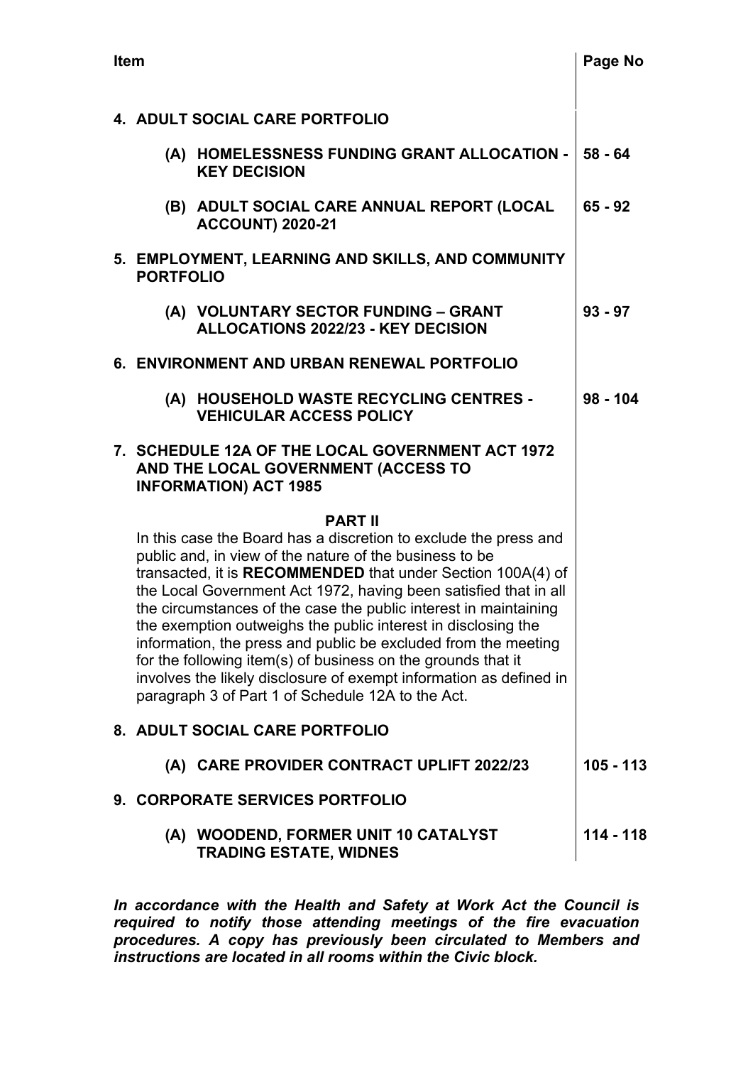| Item | Page No |
|---|---|
| **4. ADULT SOCIAL CARE PORTFOLIO** | |
| **(A) HOMELESSNESS FUNDING GRANT ALLOCATION - KEY DECISION** | **58 - 64** |
| **(B) ADULT SOCIAL CARE ANNUAL REPORT (LOCAL ACCOUNT) 2020-21** | **65 - 92** |
| **5. EMPLOYMENT, LEARNING AND SKILLS, AND COMMUNITY PORTFOLIO** | |
| **(A) VOLUNTARY SECTOR FUNDING – GRANT ALLOCATIONS 2022/23 - KEY DECISION** | **93 - 97** |
| **6. ENVIRONMENT AND URBAN RENEWAL PORTFOLIO** | |
| **(A) HOUSEHOLD WASTE RECYCLING CENTRES - VEHICULAR ACCESS POLICY** | **98 - 104** |
| **7. SCHEDULE 12A OF THE LOCAL GOVERNMENT ACT 1972 AND THE LOCAL GOVERNMENT (ACCESS TO INFORMATION) ACT 1985** | |

**PART II**

In this case the Board has a discretion to exclude the press and public and, in view of the nature of the business to be transacted, it is **RECOMMENDED** that under Section 100A(4) of the Local Government Act 1972, having been satisfied that in all the circumstances of the case the public interest in maintaining the exemption outweighs the public interest in disclosing the information, the press and public be excluded from the meeting for the following item(s) of business on the grounds that it involves the likely disclosure of exempt information as defined in paragraph 3 of Part 1 of Schedule 12A to the Act.

| Item | Page No |
|---|---|
| **8. ADULT SOCIAL CARE PORTFOLIO** | |
| **(A) CARE PROVIDER CONTRACT UPLIFT 2022/23** | **105 - 113** |
| **9. CORPORATE SERVICES PORTFOLIO** | |
| **(A) WOODEND, FORMER UNIT 10 CATALYST TRADING ESTATE, WIDNES** | **114 - 118** |

***In accordance with the Health and Safety at Work Act the Council is required to notify those attending meetings of the fire evacuation procedures. A copy has previously been circulated to Members and instructions are located in all rooms within the Civic block.***